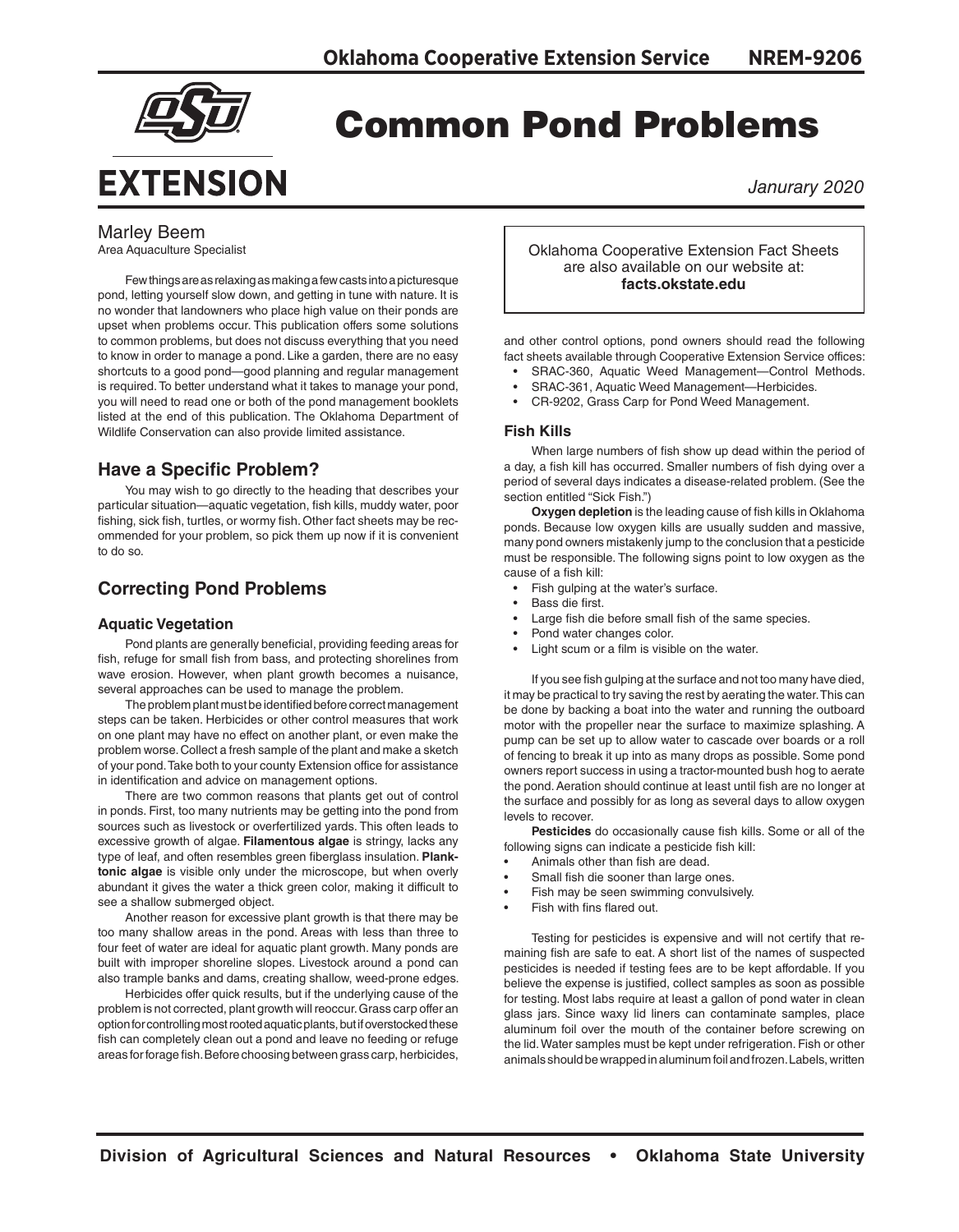# Common Pond Problems

*Janurary 2020*

Marley Beem
Area Aquaculture Specialist

Few things are as relaxing as making a few casts into a picturesque pond, letting yourself slow down, and getting in tune with nature. It is no wonder that landowners who place high value on their ponds are upset when problems occur. This publication offers some solutions to common problems, but does not discuss everything that you need to know in order to manage a pond. Like a garden, there are no easy shortcuts to a good pond—good planning and regular management is required. To better understand what it takes to manage your pond, you will need to read one or both of the pond management booklets listed at the end of this publication. The Oklahoma Department of Wildlife Conservation can also provide limited assistance.

## Have a Specific Problem?

You may wish to go directly to the heading that describes your particular situation—aquatic vegetation, fish kills, muddy water, poor fishing, sick fish, turtles, or wormy fish. Other fact sheets may be recommended for your problem, so pick them up now if it is convenient to do so.

## Correcting Pond Problems

### Aquatic Vegetation

Pond plants are generally beneficial, providing feeding areas for fish, refuge for small fish from bass, and protecting shorelines from wave erosion. However, when plant growth becomes a nuisance, several approaches can be used to manage the problem.

The problem plant must be identified before correct management steps can be taken. Herbicides or other control measures that work on one plant may have no effect on another plant, or even make the problem worse. Collect a fresh sample of the plant and make a sketch of your pond. Take both to your county Extension office for assistance in identification and advice on management options.

There are two common reasons that plants get out of control in ponds. First, too many nutrients may be getting into the pond from sources such as livestock or overfertilized yards. This often leads to excessive growth of algae. **Filamentous algae** is stringy, lacks any type of leaf, and often resembles green fiberglass insulation. **Planktonic algae** is visible only under the microscope, but when overly abundant it gives the water a thick green color, making it difficult to see a shallow submerged object.

Another reason for excessive plant growth is that there may be too many shallow areas in the pond. Areas with less than three to four feet of water are ideal for aquatic plant growth. Many ponds are built with improper shoreline slopes. Livestock around a pond can also trample banks and dams, creating shallow, weed-prone edges.

Herbicides offer quick results, but if the underlying cause of the problem is not corrected, plant growth will reoccur. Grass carp offer an option for controlling most rooted aquatic plants, but if overstocked these fish can completely clean out a pond and leave no feeding or refuge areas for forage fish. Before choosing between grass carp, herbicides, and other control options, pond owners should read the following fact sheets available through Cooperative Extension Service offices:

- SRAC-360, Aquatic Weed Management—Control Methods.
- SRAC-361, Aquatic Weed Management—Herbicides.
- CR-9202, Grass Carp for Pond Weed Management.

Oklahoma Cooperative Extension Fact Sheets are also available on our website at: **facts.okstate.edu**

### Fish Kills

When large numbers of fish show up dead within the period of a day, a fish kill has occurred. Smaller numbers of fish dying over a period of several days indicates a disease-related problem. (See the section entitled "Sick Fish.")

**Oxygen depletion** is the leading cause of fish kills in Oklahoma ponds. Because low oxygen kills are usually sudden and massive, many pond owners mistakenly jump to the conclusion that a pesticide must be responsible. The following signs point to low oxygen as the cause of a fish kill:

- Fish gulping at the water's surface.
- Bass die first.
- Large fish die before small fish of the same species.
- Pond water changes color.
- Light scum or a film is visible on the water.

If you see fish gulping at the surface and not too many have died, it may be practical to try saving the rest by aerating the water. This can be done by backing a boat into the water and running the outboard motor with the propeller near the surface to maximize splashing. A pump can be set up to allow water to cascade over boards or a roll of fencing to break it up into as many drops as possible. Some pond owners report success in using a tractor-mounted bush hog to aerate the pond. Aeration should continue at least until fish are no longer at the surface and possibly for as long as several days to allow oxygen levels to recover.

**Pesticides** do occasionally cause fish kills. Some or all of the following signs can indicate a pesticide fish kill:

- Animals other than fish are dead.
- Small fish die sooner than large ones.
- Fish may be seen swimming convulsively.
- Fish with fins flared out.

Testing for pesticides is expensive and will not certify that remaining fish are safe to eat. A short list of the names of suspected pesticides is needed if testing fees are to be kept affordable. If you believe the expense is justified, collect samples as soon as possible for testing. Most labs require at least a gallon of pond water in clean glass jars. Since waxy lid liners can contaminate samples, place aluminum foil over the mouth of the container before screwing on the lid. Water samples must be kept under refrigeration. Fish or other animals should be wrapped in aluminum foil and frozen. Labels, written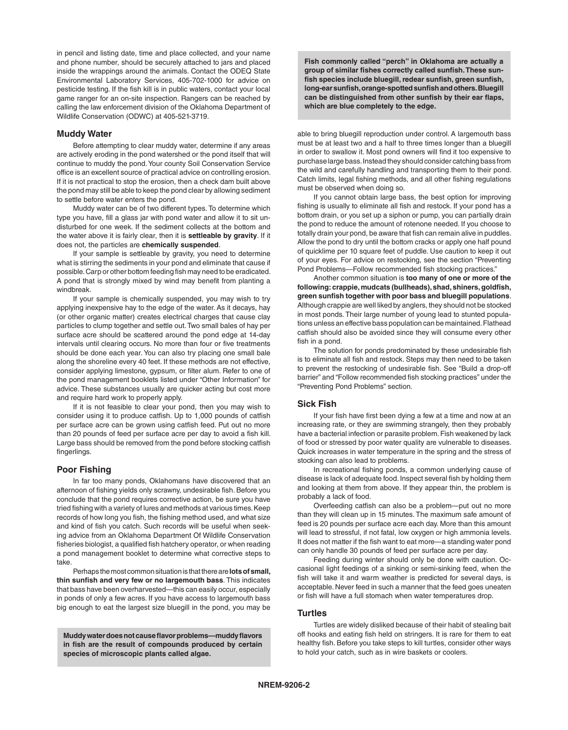in pencil and listing date, time and place collected, and your name and phone number, should be securely attached to jars and placed inside the wrappings around the animals. Contact the ODEQ State Environmental Laboratory Services, 405-702-1000 for advice on pesticide testing. If the fish kill is in public waters, contact your local game ranger for an on-site inspection. Rangers can be reached by calling the law enforcement division of the Oklahoma Department of Wildlife Conservation (ODWC) at 405-521-3719.

## Muddy Water

Before attempting to clear muddy water, determine if any areas are actively eroding in the pond watershed or the pond itself that will continue to muddy the pond. Your county Soil Conservation Service office is an excellent source of practical advice on controlling erosion. If it is not practical to stop the erosion, then a check dam built above the pond may still be able to keep the pond clear by allowing sediment to settle before water enters the pond.

Muddy water can be of two different types. To determine which type you have, fill a glass jar with pond water and allow it to sit undisturbed for one week. If the sediment collects at the bottom and the water above it is fairly clear, then it is **settleable by gravity**. If it does not, the particles are **chemically suspended**.

If your sample is settleable by gravity, you need to determine what is stirring the sediments in your pond and eliminate that cause if possible. Carp or other bottom feeding fish may need to be eradicated. A pond that is strongly mixed by wind may benefit from planting a windbreak.

If your sample is chemically suspended, you may wish to try applying inexpensive hay to the edge of the water. As it decays, hay (or other organic matter) creates electrical charges that cause clay particles to clump together and settle out. Two small bales of hay per surface acre should be scattered around the pond edge at 14-day intervals until clearing occurs. No more than four or five treatments should be done each year. You can also try placing one small bale along the shoreline every 40 feet. If these methods are not effective, consider applying limestone, gypsum, or filter alum. Refer to one of the pond management booklets listed under "Other Information" for advice. These substances usually are quicker acting but cost more and require hard work to properly apply.

If it is not feasible to clear your pond, then you may wish to consider using it to produce catfish. Up to 1,000 pounds of catfish per surface acre can be grown using catfish feed. Put out no more than 20 pounds of feed per surface acre per day to avoid a fish kill. Large bass should be removed from the pond before stocking catfish fingerlings.

## Poor Fishing

In far too many ponds, Oklahomans have discovered that an afternoon of fishing yields only scrawny, undesirable fish. Before you conclude that the pond requires corrective action, be sure you have tried fishing with a variety of lures and methods at various times. Keep records of how long you fish, the fishing method used, and what size and kind of fish you catch. Such records will be useful when seeking advice from an Oklahoma Department Of Wildlife Conservation fisheries biologist, a qualified fish hatchery operator, or when reading a pond management booklet to determine what corrective steps to take.

Perhaps the most common situation is that there are **lots of small, thin sunfish and very few or no largemouth bass**. This indicates that bass have been overharvested—this can easily occur, especially in ponds of only a few acres. If you have access to largemouth bass big enough to eat the largest size bluegill in the pond, you may be able to bring bluegill reproduction under control. A largemouth bass must be at least two and a half to three times longer than a bluegill in order to swallow it. Most pond owners will find it too expensive to purchase large bass. Instead they should consider catching bass from the wild and carefully handling and transporting them to their pond. Catch limits, legal fishing methods, and all other fishing regulations must be observed when doing so.

If you cannot obtain large bass, the best option for improving fishing is usually to eliminate all fish and restock. If your pond has a bottom drain, or you set up a siphon or pump, you can partially drain the pond to reduce the amount of rotenone needed. If you choose to totally drain your pond, be aware that fish can remain alive in puddles. Allow the pond to dry until the bottom cracks or apply one half pound of quicklime per 10 square feet of puddle. Use caution to keep it out of your eyes. For advice on restocking, see the section "Preventing Pond Problems—Follow recommended fish stocking practices."

Another common situation is **too many of one or more of the following: crappie, mudcats (bullheads), shad, shiners, goldfish, green sunfish together with poor bass and bluegill populations**. Although crappie are well liked by anglers, they should not be stocked in most ponds. Their large number of young lead to stunted populations unless an effective bass population can be maintained. Flathead catfish should also be avoided since they will consume every other fish in a pond.

The solution for ponds predominated by these undesirable fish is to eliminate all fish and restock. Steps may then need to be taken to prevent the restocking of undesirable fish. See "Build a drop-off barrier" and "Follow recommended fish stocking practices" under the "Preventing Pond Problems" section.

**Muddy water does not cause flavor problems—muddy flavors in fish are the result of compounds produced by certain species of microscopic plants called algae.**

**Fish commonly called "perch" in Oklahoma are actually a group of similar fishes correctly called sunfish. These sunfish species include bluegill, redear sunfish, green sunfish, long-ear sunfish, orange-spotted sunfish and others. Bluegill can be distinguished from other sunfish by their ear flaps, which are blue completely to the edge.**

## Sick Fish

If your fish have first been dying a few at a time and now at an increasing rate, or they are swimming strangely, then they probably have a bacterial infection or parasite problem. Fish weakened by lack of food or stressed by poor water quality are vulnerable to diseases. Quick increases in water temperature in the spring and the stress of stocking can also lead to problems.

In recreational fishing ponds, a common underlying cause of disease is lack of adequate food. Inspect several fish by holding them and looking at them from above. If they appear thin, the problem is probably a lack of food.

Overfeeding catfish can also be a problem—put out no more than they will clean up in 15 minutes. The maximum safe amount of feed is 20 pounds per surface acre each day. More than this amount will lead to stressful, if not fatal, low oxygen or high ammonia levels. It does not matter if the fish want to eat more—a standing water pond can only handle 30 pounds of feed per surface acre per day.

Feeding during winter should only be done with caution. Occasional light feedings of a sinking or semi-sinking feed, when the fish will take it and warm weather is predicted for several days, is acceptable. Never feed in such a manner that the feed goes uneaten or fish will have a full stomach when water temperatures drop.

## Turtles

Turtles are widely disliked because of their habit of stealing bait off hooks and eating fish held on stringers. It is rare for them to eat healthy fish. Before you take steps to kill turtles, consider other ways to hold your catch, such as in wire baskets or coolers.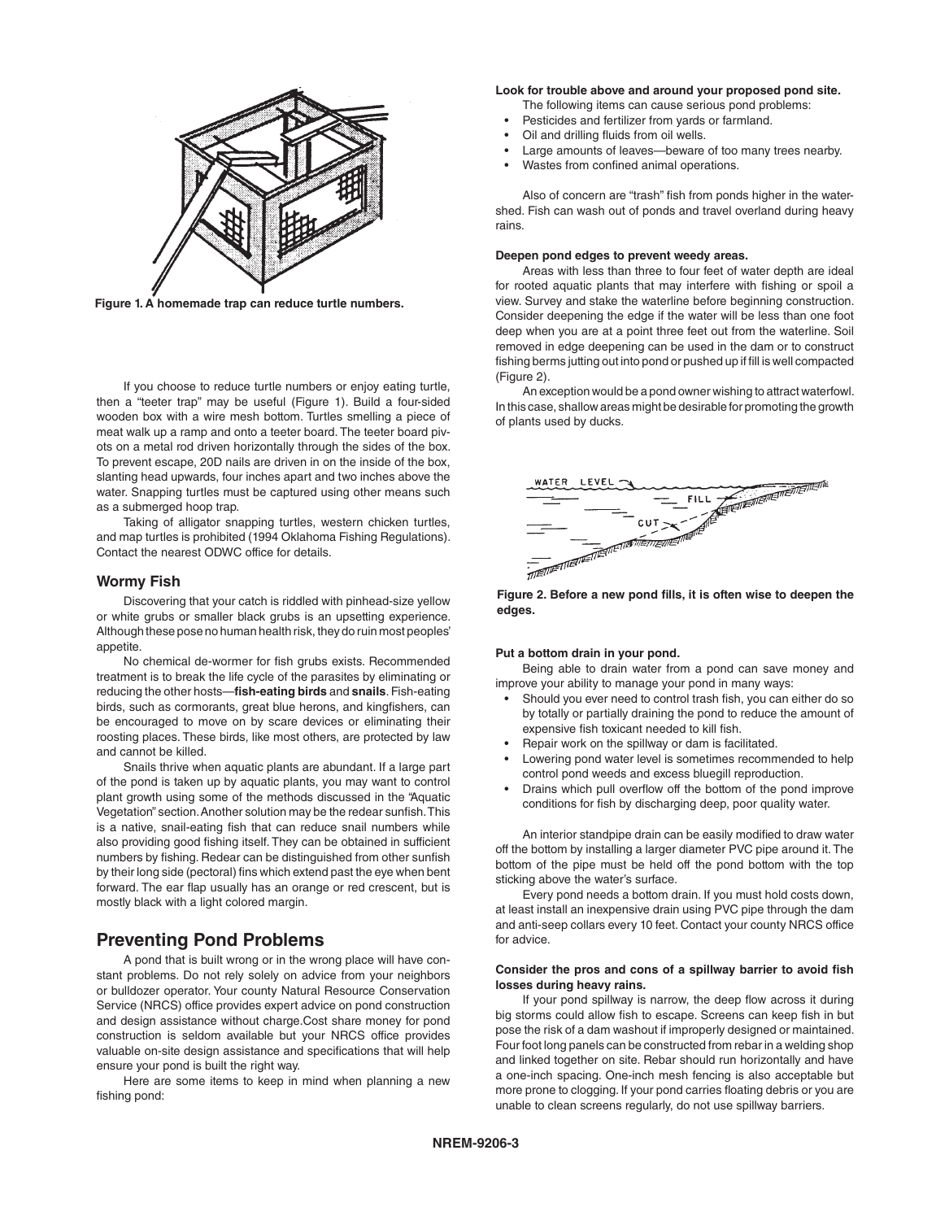Figure 1. A homemade trap can reduce turtle numbers.

If you choose to reduce turtle numbers or enjoy eating turtle, then a "teeter trap" may be useful (Figure 1). Build a four-sided wooden box with a wire mesh bottom. Turtles smelling a piece of meat walk up a ramp and onto a teeter board. The teeter board pivots on a metal rod driven horizontally through the sides of the box. To prevent escape, 20D nails are driven in on the inside of the box, slanting head upwards, four inches apart and two inches above the water. Snapping turtles must be captured using other means such as a submerged hoop trap.

Taking of alligator snapping turtles, western chicken turtles, and map turtles is prohibited (1994 Oklahoma Fishing Regulations). Contact the nearest ODWC office for details.

### Wormy Fish

Discovering that your catch is riddled with pinhead-size yellow or white grubs or smaller black grubs is an upsetting experience. Although these pose no human health risk, they do ruin most peoples' appetite.

No chemical de-wormer for fish grubs exists. Recommended treatment is to break the life cycle of the parasites by eliminating or reducing the other hosts—**fish-eating birds** and **snails**. Fish-eating birds, such as cormorants, great blue herons, and kingfishers, can be encouraged to move on by scare devices or eliminating their roosting places. These birds, like most others, are protected by law and cannot be killed.

Snails thrive when aquatic plants are abundant. If a large part of the pond is taken up by aquatic plants, you may want to control plant growth using some of the methods discussed in the "Aquatic Vegetation" section. Another solution may be the redear sunfish. This is a native, snail-eating fish that can reduce snail numbers while also providing good fishing itself. They can be obtained in sufficient numbers by fishing. Redear can be distinguished from other sunfish by their long side (pectoral) fins which extend past the eye when bent forward. The ear flap usually has an orange or red crescent, but is mostly black with a light colored margin.

## Preventing Pond Problems

A pond that is built wrong or in the wrong place will have constant problems. Do not rely solely on advice from your neighbors or bulldozer operator. Your county Natural Resource Conservation Service (NRCS) office provides expert advice on pond construction and design assistance without charge. Cost share money for pond construction is seldom available but your NRCS office provides valuable on-site design assistance and specifications that will help ensure your pond is built the right way.

Here are some items to keep in mind when planning a new fishing pond:

**Look for trouble above and around your proposed pond site.**

The following items can cause serious pond problems:

- Pesticides and fertilizer from yards or farmland.
- Oil and drilling fluids from oil wells.
- Large amounts of leaves—beware of too many trees nearby.
- Wastes from confined animal operations.

Also of concern are "trash" fish from ponds higher in the watershed. Fish can wash out of ponds and travel overland during heavy rains.

**Deepen pond edges to prevent weedy areas.**

Areas with less than three to four feet of water depth are ideal for rooted aquatic plants that may interfere with fishing or spoil a view. Survey and stake the waterline before beginning construction. Consider deepening the edge if the water will be less than one foot deep when you are at a point three feet out from the waterline. Soil removed in edge deepening can be used in the dam or to construct fishing berms jutting out into pond or pushed up if fill is well compacted (Figure 2).

An exception would be a pond owner wishing to attract waterfowl. In this case, shallow areas might be desirable for promoting the growth of plants used by ducks.

Figure 2. Before a new pond fills, it is often wise to deepen the edges.

**Put a bottom drain in your pond.**

Being able to drain water from a pond can save money and improve your ability to manage your pond in many ways:

- Should you ever need to control trash fish, you can either do so by totally or partially draining the pond to reduce the amount of expensive fish toxicant needed to kill fish.
- Repair work on the spillway or dam is facilitated.
- Lowering pond water level is sometimes recommended to help control pond weeds and excess bluegill reproduction.
- Drains which pull overflow off the bottom of the pond improve conditions for fish by discharging deep, poor quality water.

An interior standpipe drain can be easily modified to draw water off the bottom by installing a larger diameter PVC pipe around it. The bottom of the pipe must be held off the pond bottom with the top sticking above the water's surface.

Every pond needs a bottom drain. If you must hold costs down, at least install an inexpensive drain using PVC pipe through the dam and anti-seep collars every 10 feet. Contact your county NRCS office for advice.

**Consider the pros and cons of a spillway barrier to avoid fish losses during heavy rains.**

If your pond spillway is narrow, the deep flow across it during big storms could allow fish to escape. Screens can keep fish in but pose the risk of a dam washout if improperly designed or maintained. Four foot long panels can be constructed from rebar in a welding shop and linked together on site. Rebar should run horizontally and have a one-inch spacing. One-inch mesh fencing is also acceptable but more prone to clogging. If your pond carries floating debris or you are unable to clean screens regularly, do not use spillway barriers.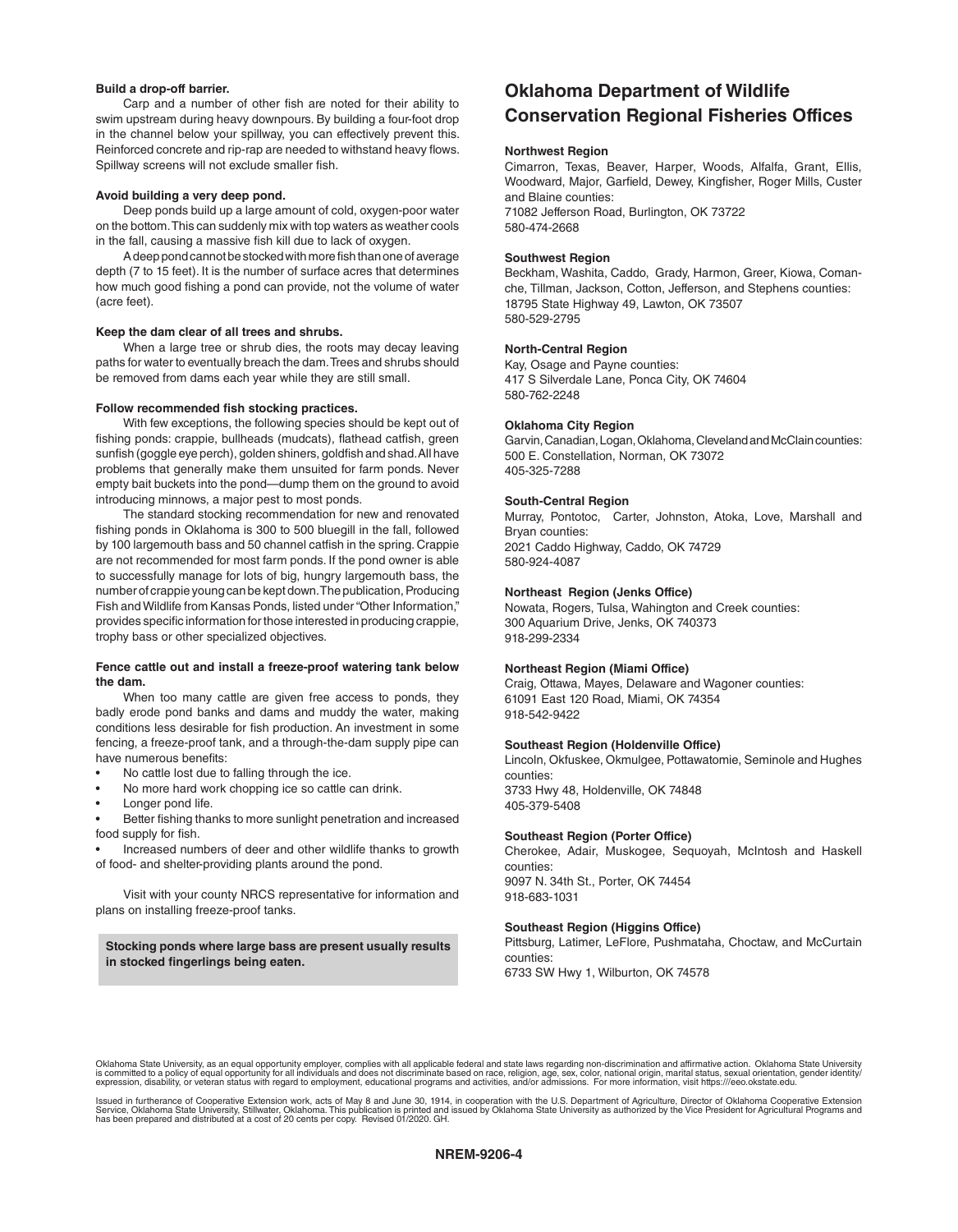### Build a drop-off barrier.

Carp and a number of other fish are noted for their ability to swim upstream during heavy downpours. By building a four-foot drop in the channel below your spillway, you can effectively prevent this. Reinforced concrete and rip-rap are needed to withstand heavy flows. Spillway screens will not exclude smaller fish.

### Avoid building a very deep pond.

Deep ponds build up a large amount of cold, oxygen-poor water on the bottom. This can suddenly mix with top waters as weather cools in the fall, causing a massive fish kill due to lack of oxygen.

A deep pond cannot be stocked with more fish than one of average depth (7 to 15 feet). It is the number of surface acres that determines how much good fishing a pond can provide, not the volume of water (acre feet).

### Keep the dam clear of all trees and shrubs.

When a large tree or shrub dies, the roots may decay leaving paths for water to eventually breach the dam. Trees and shrubs should be removed from dams each year while they are still small.

### Follow recommended fish stocking practices.

With few exceptions, the following species should be kept out of fishing ponds: crappie, bullheads (mudcats), flathead catfish, green sunfish (goggle eye perch), golden shiners, goldfish and shad. All have problems that generally make them unsuited for farm ponds. Never empty bait buckets into the pond—dump them on the ground to avoid introducing minnows, a major pest to most ponds.

The standard stocking recommendation for new and renovated fishing ponds in Oklahoma is 300 to 500 bluegill in the fall, followed by 100 largemouth bass and 50 channel catfish in the spring. Crappie are not recommended for most farm ponds. If the pond owner is able to successfully manage for lots of big, hungry largemouth bass, the number of crappie young can be kept down. The publication, Producing Fish and Wildlife from Kansas Ponds, listed under "Other Information," provides specific information for those interested in producing crappie, trophy bass or other specialized objectives.

### Fence cattle out and install a freeze-proof watering tank below the dam.

When too many cattle are given free access to ponds, they badly erode pond banks and dams and muddy the water, making conditions less desirable for fish production. An investment in some fencing, a freeze-proof tank, and a through-the-dam supply pipe can have numerous benefits:

- No cattle lost due to falling through the ice.
- No more hard work chopping ice so cattle can drink.
- Longer pond life.
- Better fishing thanks to more sunlight penetration and increased food supply for fish.
- Increased numbers of deer and other wildlife thanks to growth of food- and shelter-providing plants around the pond.

Visit with your county NRCS representative for information and plans on installing freeze-proof tanks.

**Stocking ponds where large bass are present usually results in stocked fingerlings being eaten.**

## Oklahoma Department of Wildlife Conservation Regional Fisheries Offices

**Northwest Region**
Cimarron, Texas, Beaver, Harper, Woods, Alfalfa, Grant, Ellis, Woodward, Major, Garfield, Dewey, Kingfisher, Roger Mills, Custer and Blaine counties:
71082 Jefferson Road, Burlington, OK 73722
580-474-2668

**Southwest Region**
Beckham, Washita, Caddo, Grady, Harmon, Greer, Kiowa, Comanche, Tillman, Jackson, Cotton, Jefferson, and Stephens counties:
18795 State Highway 49, Lawton, OK 73507
580-529-2795

**North-Central Region**
Kay, Osage and Payne counties:
417 S Silverdale Lane, Ponca City, OK 74604
580-762-2248

**Oklahoma City Region**
Garvin, Canadian, Logan, Oklahoma, Cleveland and McClain counties:
500 E. Constellation, Norman, OK 73072
405-325-7288

**South-Central Region**
Murray, Pontotoc, Carter, Johnston, Atoka, Love, Marshall and Bryan counties:
2021 Caddo Highway, Caddo, OK 74729
580-924-4087

**Northeast Region (Jenks Office)**
Nowata, Rogers, Tulsa, Wahington and Creek counties:
300 Aquarium Drive, Jenks, OK 740373
918-299-2334

**Northeast Region (Miami Office)**
Craig, Ottawa, Mayes, Delaware and Wagoner counties:
61091 East 120 Road, Miami, OK 74354
918-542-9422

**Southeast Region (Holdenville Office)**
Lincoln, Okfuskee, Okmulgee, Pottawatomie, Seminole and Hughes counties:
3733 Hwy 48, Holdenville, OK 74848
405-379-5408

**Southeast Region (Porter Office)**
Cherokee, Adair, Muskogee, Sequoyah, McIntosh and Haskell counties:
9097 N. 34th St., Porter, OK 74454
918-683-1031

**Southeast Region (Higgins Office)**
Pittsburg, Latimer, LeFlore, Pushmataha, Choctaw, and McCurtain counties:
6733 SW Hwy 1, Wilburton, OK 74578

Oklahoma State University, as an equal opportunity employer, complies with all applicable federal and state laws regarding non-discrimination and affirmative action. Oklahoma State University is committed to a policy of equal opportunity for all individuals and does not discriminate based on race, religion, age, sex, color, national origin, marital status, sexual orientation, gender identity/expression, disability, or veteran status with regard to employment, educational programs and activities, and/or admissions. For more information, visit https:///eeo.okstate.edu.

Issued in furtherance of Cooperative Extension work, acts of May 8 and June 30, 1914, in cooperation with the U.S. Department of Agriculture, Director of Oklahoma Cooperative Extension Service, Oklahoma State University, Stillwater, Oklahoma. This publication is printed and issued by Oklahoma State University as authorized by the Vice President for Agricultural Programs and has been prepared and distributed at a cost of 20 cents per copy. Revised 01/2020. GH.

NREM-9206-4